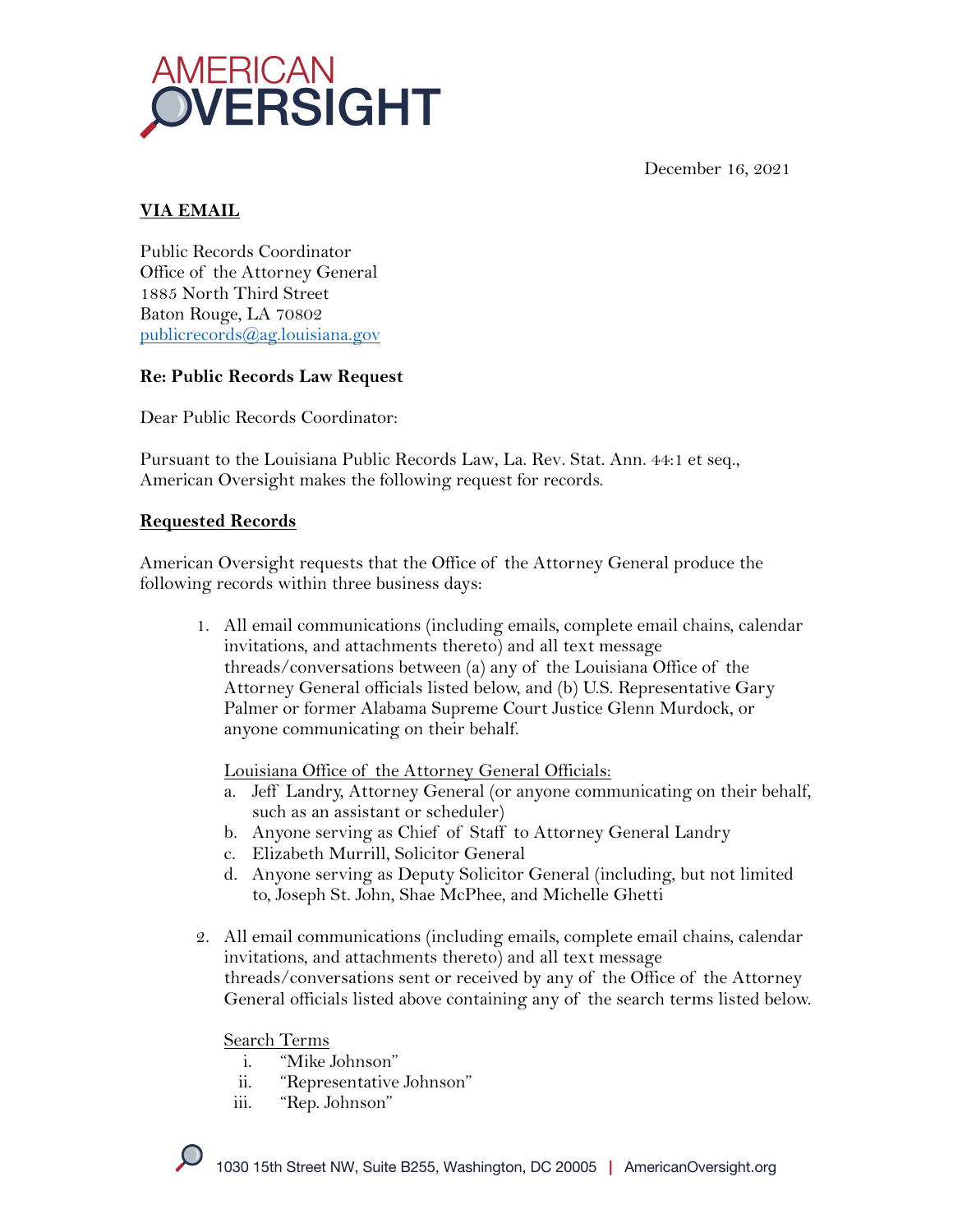AMERICAN OVERSIGHT

December 16, 2021

**VIA EMAIL**

Public Records Coordinator
Office of the Attorney General
1885 North Third Street
Baton Rouge, LA 70802
publicrecords@ag.louisiana.gov

**Re: Public Records Law Request**

Dear Public Records Coordinator:

Pursuant to the Louisiana Public Records Law, La. Rev. Stat. Ann. 44:1 et seq., American Oversight makes the following request for records.

**Requested Records**

American Oversight requests that the Office of the Attorney General produce the following records within three business days:

1. All email communications (including emails, complete email chains, calendar invitations, and attachments thereto) and all text message threads/conversations between (a) any of the Louisiana Office of the Attorney General officials listed below, and (b) U.S. Representative Gary Palmer or former Alabama Supreme Court Justice Glenn Murdock, or anyone communicating on their behalf.

   Louisiana Office of the Attorney General Officials:
   a. Jeff Landry, Attorney General (or anyone communicating on their behalf, such as an assistant or scheduler)
   b. Anyone serving as Chief of Staff to Attorney General Landry
   c. Elizabeth Murrill, Solicitor General
   d. Anyone serving as Deputy Solicitor General (including, but not limited to, Joseph St. John, Shae McPhee, and Michelle Ghetti

2. All email communications (including emails, complete email chains, calendar invitations, and attachments thereto) and all text message threads/conversations sent or received by any of the Office of the Attorney General officials listed above containing any of the search terms listed below.

   Search Terms
   i. "Mike Johnson"
   ii. "Representative Johnson"
   iii. "Rep. Johnson"

1030 15th Street NW, Suite B255, Washington, DC 20005 | AmericanOversight.org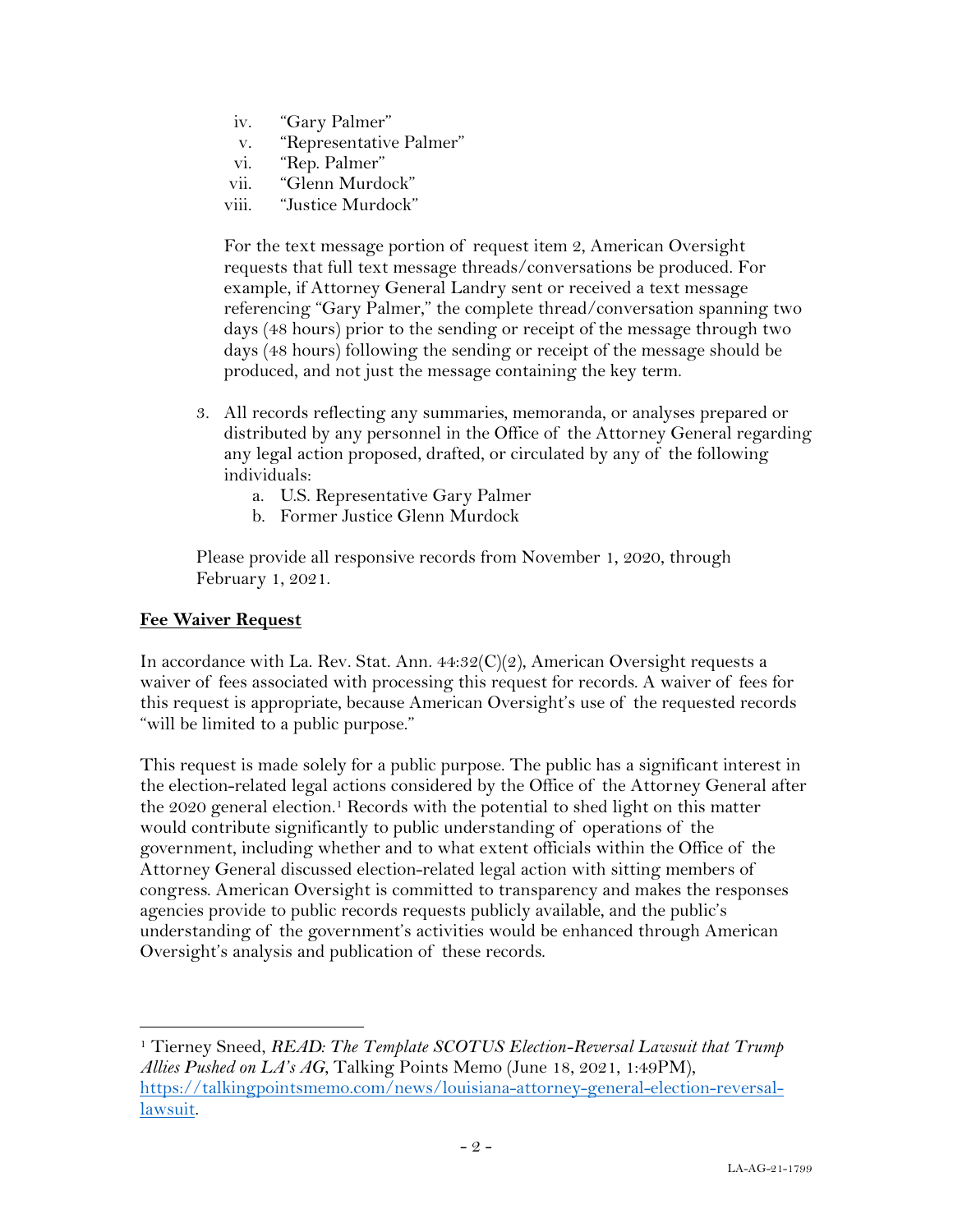iv. "Gary Palmer"
v. "Representative Palmer"
vi. "Rep. Palmer"
vii. "Glenn Murdock"
viii. "Justice Murdock"

For the text message portion of request item 2, American Oversight requests that full text message threads/conversations be produced. For example, if Attorney General Landry sent or received a text message referencing "Gary Palmer," the complete thread/conversation spanning two days (48 hours) prior to the sending or receipt of the message through two days (48 hours) following the sending or receipt of the message should be produced, and not just the message containing the key term.

3. All records reflecting any summaries, memoranda, or analyses prepared or distributed by any personnel in the Office of the Attorney General regarding any legal action proposed, drafted, or circulated by any of the following individuals:
    a. U.S. Representative Gary Palmer
    b. Former Justice Glenn Murdock

Please provide all responsive records from November 1, 2020, through February 1, 2021.

**Fee Waiver Request**

In accordance with La. Rev. Stat. Ann. 44:32(C)(2), American Oversight requests a waiver of fees associated with processing this request for records. A waiver of fees for this request is appropriate, because American Oversight's use of the requested records "will be limited to a public purpose."

This request is made solely for a public purpose. The public has a significant interest in the election-related legal actions considered by the Office of the Attorney General after the 2020 general election.[1] Records with the potential to shed light on this matter would contribute significantly to public understanding of operations of the government, including whether and to what extent officials within the Office of the Attorney General discussed election-related legal action with sitting members of congress. American Oversight is committed to transparency and makes the responses agencies provide to public records requests publicly available, and the public's understanding of the government's activities would be enhanced through American Oversight's analysis and publication of these records.

---

[1] Tierney Sneed, *READ: The Template SCOTUS Election-Reversal Lawsuit that Trump Allies Pushed on LA's AG*, Talking Points Memo (June 18, 2021, 1:49PM), https://talkingpointsmemo.com/news/louisiana-attorney-general-election-reversal-lawsuit.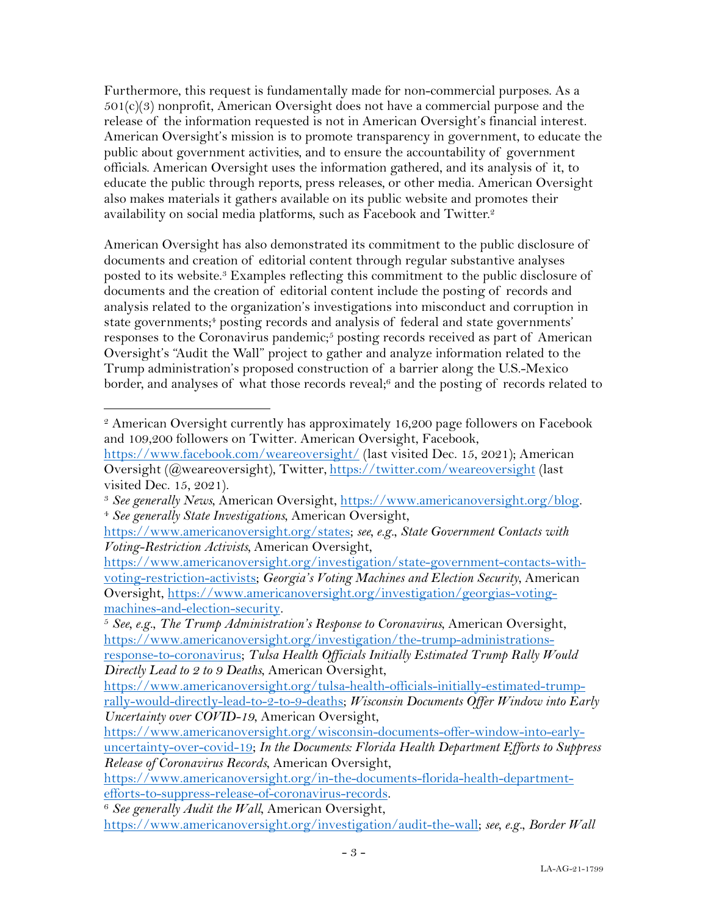Furthermore, this request is fundamentally made for non-commercial purposes. As a 501(c)(3) nonprofit, American Oversight does not have a commercial purpose and the release of the information requested is not in American Oversight's financial interest. American Oversight's mission is to promote transparency in government, to educate the public about government activities, and to ensure the accountability of government officials. American Oversight uses the information gathered, and its analysis of it, to educate the public through reports, press releases, or other media. American Oversight also makes materials it gathers available on its public website and promotes their availability on social media platforms, such as Facebook and Twitter.[2]

American Oversight has also demonstrated its commitment to the public disclosure of documents and creation of editorial content through regular substantive analyses posted to its website.[3] Examples reflecting this commitment to the public disclosure of documents and the creation of editorial content include the posting of records and analysis related to the organization's investigations into misconduct and corruption in state governments;[4] posting records and analysis of federal and state governments' responses to the Coronavirus pandemic;[5] posting records received as part of American Oversight's "Audit the Wall" project to gather and analyze information related to the Trump administration's proposed construction of a barrier along the U.S.-Mexico border, and analyses of what those records reveal;[6] and the posting of records related to

---

[2] American Oversight currently has approximately 16,200 page followers on Facebook and 109,200 followers on Twitter. American Oversight, Facebook, https://www.facebook.com/weareoversight/ (last visited Dec. 15, 2021); American Oversight (@weareoversight), Twitter, https://twitter.com/weareoversight (last visited Dec. 15, 2021).

[3] *See generally News*, American Oversight, https://www.americanoversight.org/blog.

[4] *See generally State Investigations*, American Oversight, https://www.americanoversight.org/states; *see, e.g.*, *State Government Contacts with Voting-Restriction Activists*, American Oversight, https://www.americanoversight.org/investigation/state-government-contacts-with-voting-restriction-activists; *Georgia's Voting Machines and Election Security*, American Oversight, https://www.americanoversight.org/investigation/georgias-voting-machines-and-election-security.

[5] *See, e.g.*, *The Trump Administration's Response to Coronavirus*, American Oversight, https://www.americanoversight.org/investigation/the-trump-administrations-response-to-coronavirus; *Tulsa Health Officials Initially Estimated Trump Rally Would Directly Lead to 2 to 9 Deaths*, American Oversight, https://www.americanoversight.org/tulsa-health-officials-initially-estimated-trump-rally-would-directly-lead-to-2-to-9-deaths; *Wisconsin Documents Offer Window into Early Uncertainty over COVID-19*, American Oversight, https://www.americanoversight.org/wisconsin-documents-offer-window-into-early-uncertainty-over-covid-19; *In the Documents: Florida Health Department Efforts to Suppress Release of Coronavirus Records*, American Oversight, https://www.americanoversight.org/in-the-documents-florida-health-department-efforts-to-suppress-release-of-coronavirus-records.

[6] *See generally Audit the Wall*, American Oversight, https://www.americanoversight.org/investigation/audit-the-wall; *see, e.g.*, *Border Wall*

LA-AG-21-1799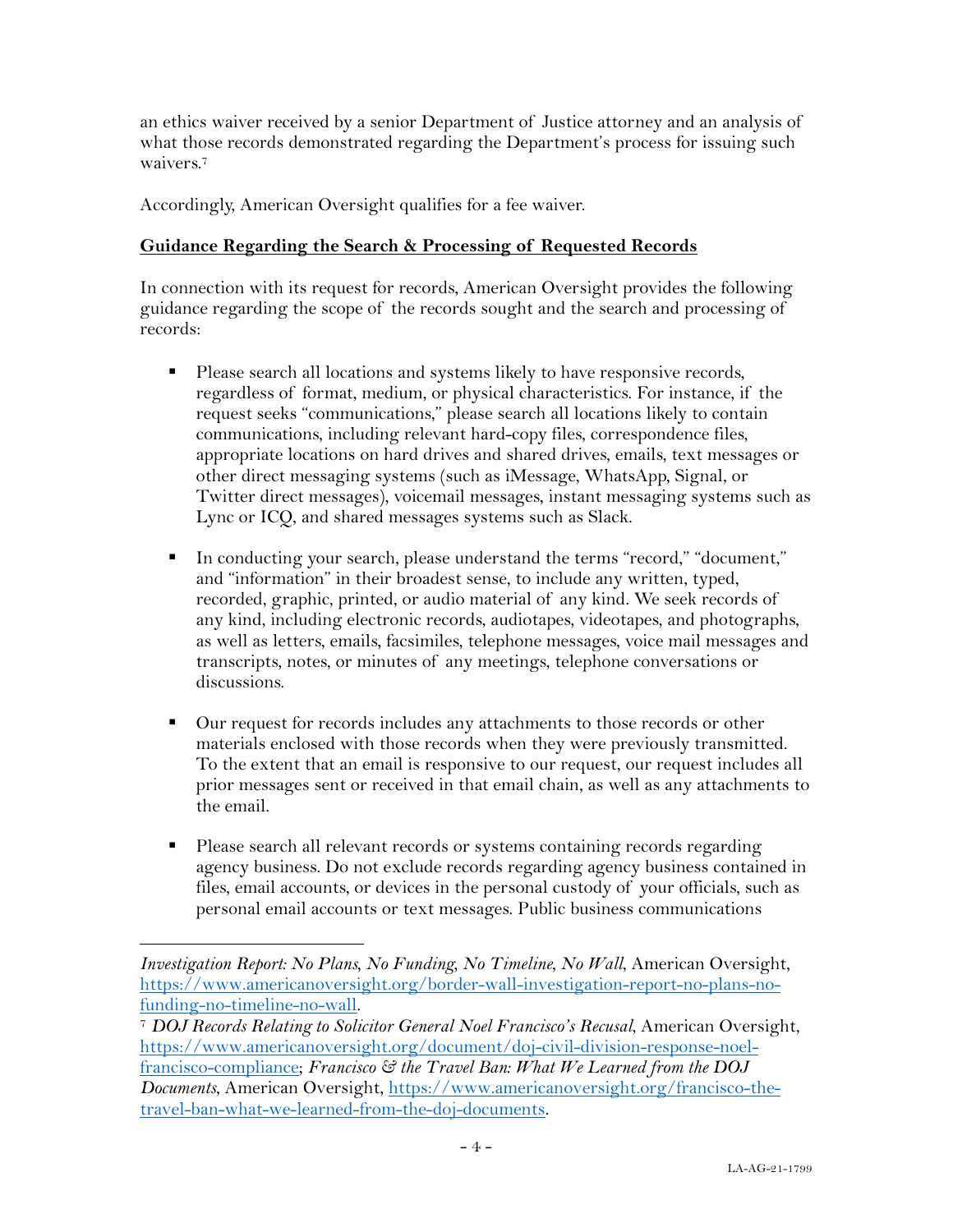an ethics waiver received by a senior Department of Justice attorney and an analysis of what those records demonstrated regarding the Department's process for issuing such waivers.[7]

Accordingly, American Oversight qualifies for a fee waiver.

**Guidance Regarding the Search & Processing of Requested Records**

In connection with its request for records, American Oversight provides the following guidance regarding the scope of the records sought and the search and processing of records:

- Please search all locations and systems likely to have responsive records, regardless of format, medium, or physical characteristics. For instance, if the request seeks "communications," please search all locations likely to contain communications, including relevant hard-copy files, correspondence files, appropriate locations on hard drives and shared drives, emails, text messages or other direct messaging systems (such as iMessage, WhatsApp, Signal, or Twitter direct messages), voicemail messages, instant messaging systems such as Lync or ICQ, and shared messages systems such as Slack.

- In conducting your search, please understand the terms "record," "document," and "information" in their broadest sense, to include any written, typed, recorded, graphic, printed, or audio material of any kind. We seek records of any kind, including electronic records, audiotapes, videotapes, and photographs, as well as letters, emails, facsimiles, telephone messages, voice mail messages and transcripts, notes, or minutes of any meetings, telephone conversations or discussions.

- Our request for records includes any attachments to those records or other materials enclosed with those records when they were previously transmitted. To the extent that an email is responsive to our request, our request includes all prior messages sent or received in that email chain, as well as any attachments to the email.

- Please search all relevant records or systems containing records regarding agency business. Do not exclude records regarding agency business contained in files, email accounts, or devices in the personal custody of your officials, such as personal email accounts or text messages. Public business communications

---

*Investigation Report: No Plans, No Funding, No Timeline, No Wall*, American Oversight, https://www.americanoversight.org/border-wall-investigation-report-no-plans-no-funding-no-timeline-no-wall.

[7] *DOJ Records Relating to Solicitor General Noel Francisco's Recusal*, American Oversight, https://www.americanoversight.org/document/doj-civil-division-response-noel-francisco-compliance; *Francisco & the Travel Ban: What We Learned from the DOJ Documents*, American Oversight, https://www.americanoversight.org/francisco-the-travel-ban-what-we-learned-from-the-doj-documents.

LA-AG-21-1799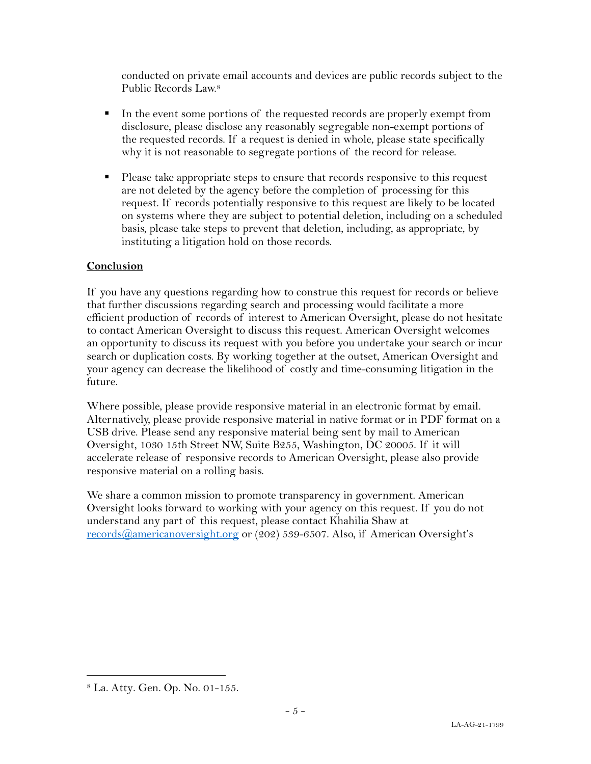conducted on private email accounts and devices are public records subject to the Public Records Law.[8]

- In the event some portions of the requested records are properly exempt from disclosure, please disclose any reasonably segregable non-exempt portions of the requested records. If a request is denied in whole, please state specifically why it is not reasonable to segregate portions of the record for release.

- Please take appropriate steps to ensure that records responsive to this request are not deleted by the agency before the completion of processing for this request. If records potentially responsive to this request are likely to be located on systems where they are subject to potential deletion, including on a scheduled basis, please take steps to prevent that deletion, including, as appropriate, by instituting a litigation hold on those records.

**Conclusion**

If you have any questions regarding how to construe this request for records or believe that further discussions regarding search and processing would facilitate a more efficient production of records of interest to American Oversight, please do not hesitate to contact American Oversight to discuss this request. American Oversight welcomes an opportunity to discuss its request with you before you undertake your search or incur search or duplication costs. By working together at the outset, American Oversight and your agency can decrease the likelihood of costly and time-consuming litigation in the future.

Where possible, please provide responsive material in an electronic format by email. Alternatively, please provide responsive material in native format or in PDF format on a USB drive. Please send any responsive material being sent by mail to American Oversight, 1030 15th Street NW, Suite B255, Washington, DC 20005. If it will accelerate release of responsive records to American Oversight, please also provide responsive material on a rolling basis.

We share a common mission to promote transparency in government. American Oversight looks forward to working with your agency on this request. If you do not understand any part of this request, please contact Khahilia Shaw at records@americanoversight.org or (202) 539-6507. Also, if American Oversight's

[8] La. Atty. Gen. Op. No. 01-155.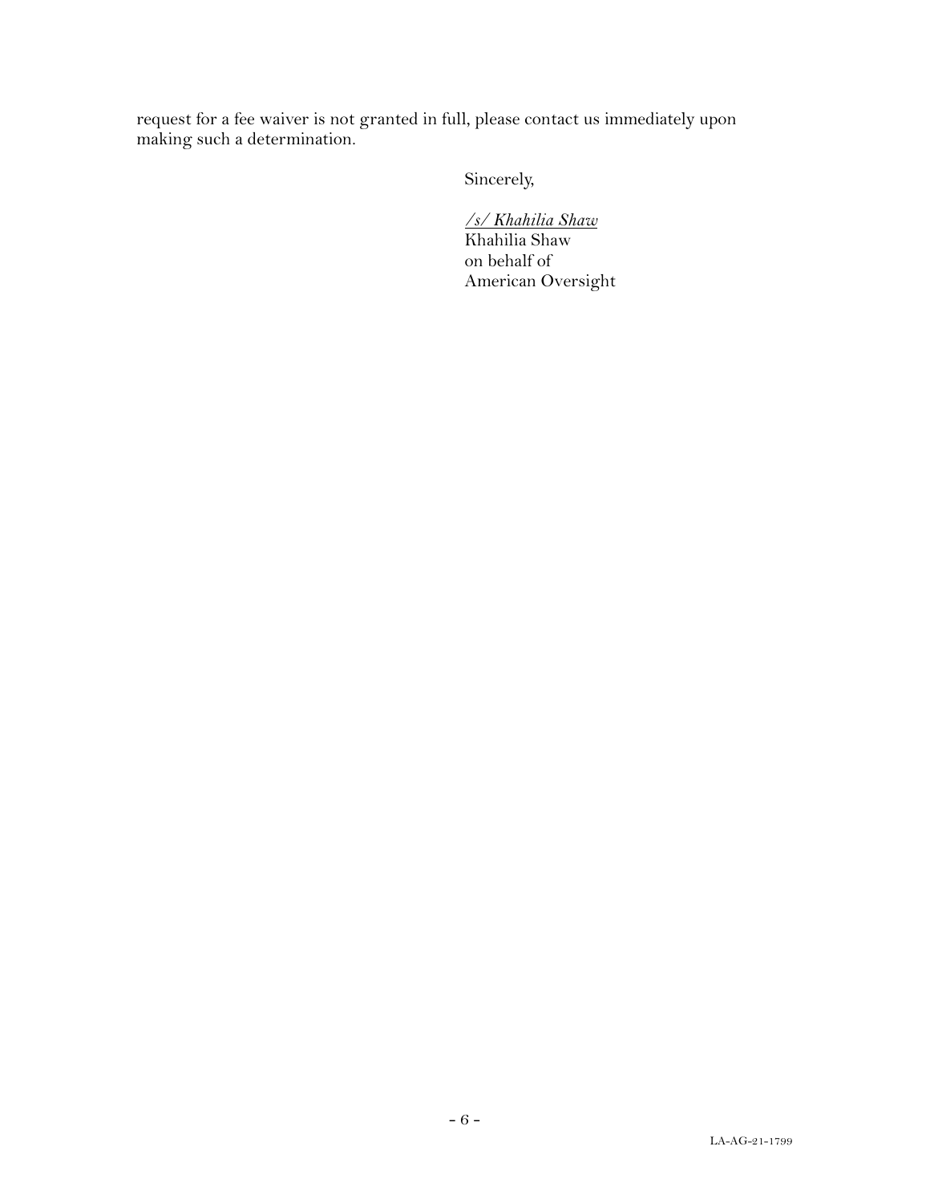request for a fee waiver is not granted in full, please contact us immediately upon making such a determination.

Sincerely,

*/s/ Khahilia Shaw*
Khahilia Shaw
on behalf of
American Oversight

LA-AG-21-1799